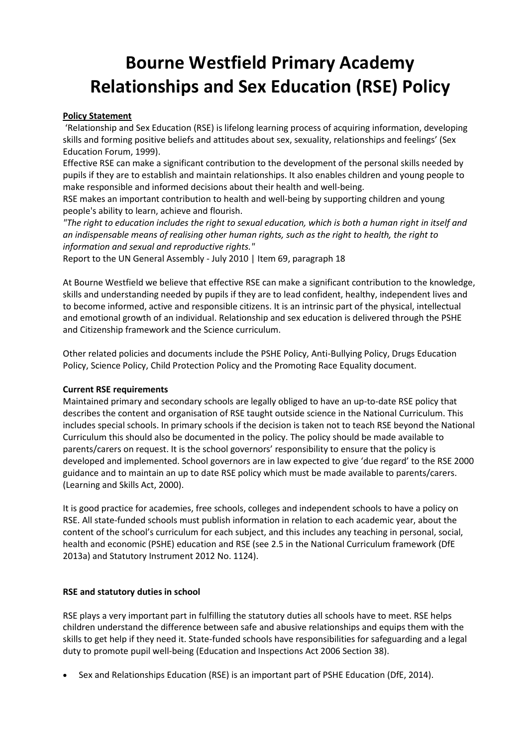# Bourne Westfield Primary Academy Relationships and Sex Education (RSE) Policy

**Policy Statement**

'Relationship and Sex Education (RSE) is lifelong learning process of acquiring information, developing skills and forming positive beliefs and attitudes about sex, sexuality, relationships and feelings' (Sex Education Forum, 1999).

Effective RSE can make a significant contribution to the development of the personal skills needed by pupils if they are to establish and maintain relationships. It also enables children and young people to make responsible and informed decisions about their health and well-being.

RSE makes an important contribution to health and well-being by supporting children and young people's ability to learn, achieve and flourish.

*"The right to education includes the right to sexual education, which is both a human right in itself and an indispensable means of realising other human rights, such as the right to health, the right to information and sexual and reproductive rights."*

Report to the UN General Assembly - July 2010 | Item 69, paragraph 18

At Bourne Westfield we believe that effective RSE can make a significant contribution to the knowledge, skills and understanding needed by pupils if they are to lead confident, healthy, independent lives and to become informed, active and responsible citizens. It is an intrinsic part of the physical, intellectual and emotional growth of an individual. Relationship and sex education is delivered through the PSHE and Citizenship framework and the Science curriculum.

Other related policies and documents include the PSHE Policy, Anti-Bullying Policy, Drugs Education Policy, Science Policy, Child Protection Policy and the Promoting Race Equality document.

**Current RSE requirements**

Maintained primary and secondary schools are legally obliged to have an up-to-date RSE policy that describes the content and organisation of RSE taught outside science in the National Curriculum. This includes special schools. In primary schools if the decision is taken not to teach RSE beyond the National Curriculum this should also be documented in the policy. The policy should be made available to parents/carers on request. It is the school governors' responsibility to ensure that the policy is developed and implemented. School governors are in law expected to give 'due regard' to the RSE 2000 guidance and to maintain an up to date RSE policy which must be made available to parents/carers. (Learning and Skills Act, 2000).

It is good practice for academies, free schools, colleges and independent schools to have a policy on RSE. All state-funded schools must publish information in relation to each academic year, about the content of the school's curriculum for each subject, and this includes any teaching in personal, social, health and economic (PSHE) education and RSE (see 2.5 in the National Curriculum framework (DfE 2013a) and Statutory Instrument 2012 No. 1124).

**RSE and statutory duties in school**

RSE plays a very important part in fulfilling the statutory duties all schools have to meet. RSE helps children understand the difference between safe and abusive relationships and equips them with the skills to get help if they need it. State-funded schools have responsibilities for safeguarding and a legal duty to promote pupil well-being (Education and Inspections Act 2006 Section 38).

- Sex and Relationships Education (RSE) is an important part of PSHE Education (DfE, 2014).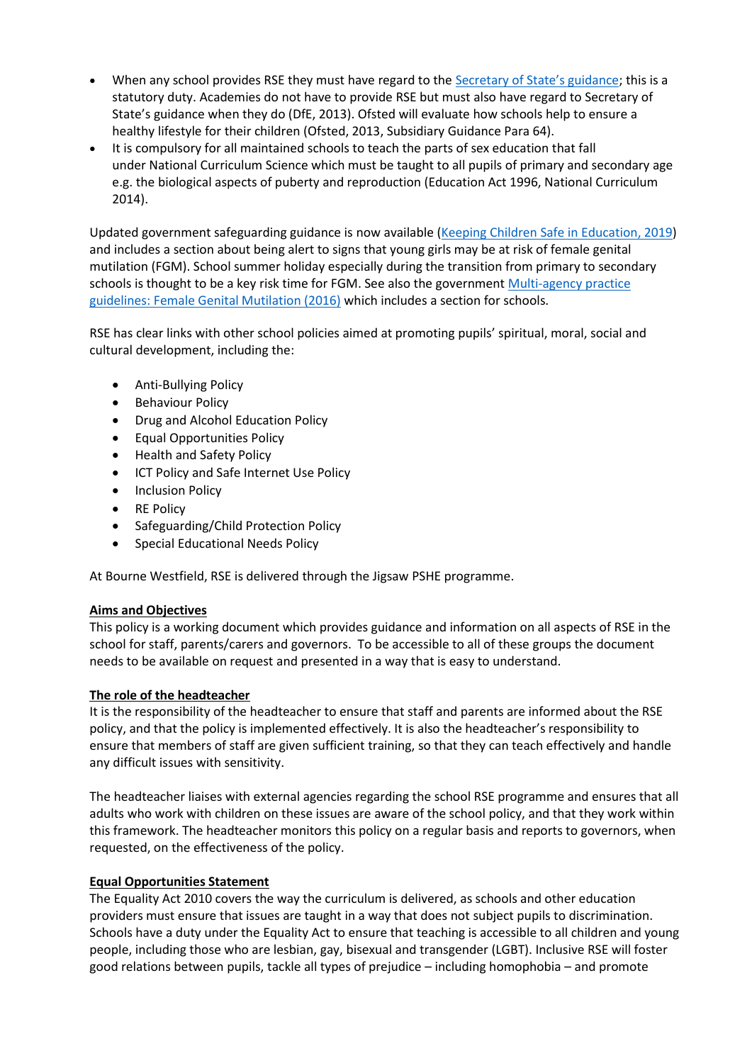- When any school provides RSE they must have regard to the [Secretary of State's guidance](); this is a statutory duty. Academies do not have to provide RSE but must also have regard to Secretary of State's guidance when they do (DfE, 2013). Ofsted will evaluate how schools help to ensure a healthy lifestyle for their children (Ofsted, 2013, Subsidiary Guidance Para 64).
- It is compulsory for all maintained schools to teach the parts of sex education that fall under National Curriculum Science which must be taught to all pupils of primary and secondary age e.g. the biological aspects of puberty and reproduction (Education Act 1996, National Curriculum 2014).

Updated government safeguarding guidance is now available (Keeping Children Safe in Education, 2019) and includes a section about being alert to signs that young girls may be at risk of female genital mutilation (FGM). School summer holiday especially during the transition from primary to secondary schools is thought to be a key risk time for FGM. See also the government Multi-agency practice guidelines: Female Genital Mutilation (2016) which includes a section for schools.

RSE has clear links with other school policies aimed at promoting pupils' spiritual, moral, social and cultural development, including the:

- Anti-Bullying Policy
- Behaviour Policy
- Drug and Alcohol Education Policy
- Equal Opportunities Policy
- Health and Safety Policy
- ICT Policy and Safe Internet Use Policy
- Inclusion Policy
- RE Policy
- Safeguarding/Child Protection Policy
- Special Educational Needs Policy

At Bourne Westfield, RSE is delivered through the Jigsaw PSHE programme.

**Aims and Objectives**

This policy is a working document which provides guidance and information on all aspects of RSE in the school for staff, parents/carers and governors. To be accessible to all of these groups the document needs to be available on request and presented in a way that is easy to understand.

**The role of the headteacher**

It is the responsibility of the headteacher to ensure that staff and parents are informed about the RSE policy, and that the policy is implemented effectively. It is also the headteacher's responsibility to ensure that members of staff are given sufficient training, so that they can teach effectively and handle any difficult issues with sensitivity.

The headteacher liaises with external agencies regarding the school RSE programme and ensures that all adults who work with children on these issues are aware of the school policy, and that they work within this framework. The headteacher monitors this policy on a regular basis and reports to governors, when requested, on the effectiveness of the policy.

**Equal Opportunities Statement**

The Equality Act 2010 covers the way the curriculum is delivered, as schools and other education providers must ensure that issues are taught in a way that does not subject pupils to discrimination. Schools have a duty under the Equality Act to ensure that teaching is accessible to all children and young people, including those who are lesbian, gay, bisexual and transgender (LGBT). Inclusive RSE will foster good relations between pupils, tackle all types of prejudice – including homophobia – and promote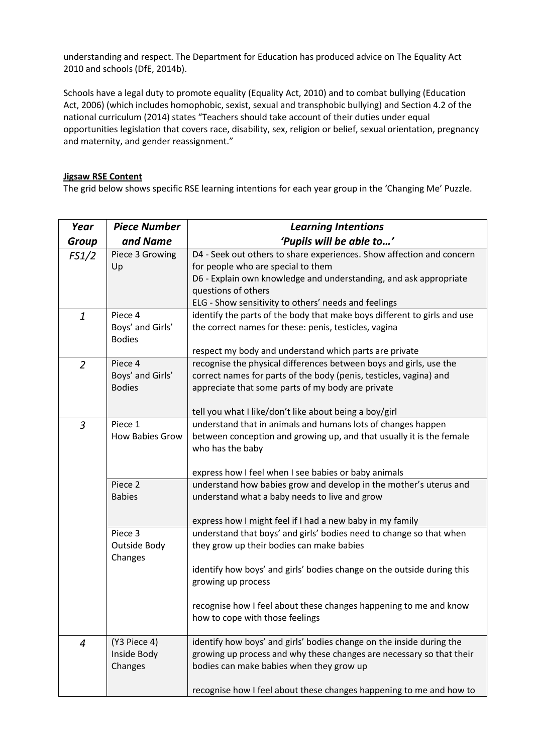understanding and respect. The Department for Education has produced advice on The Equality Act 2010 and schools (DfE, 2014b).

Schools have a legal duty to promote equality (Equality Act, 2010) and to combat bullying (Education Act, 2006) (which includes homophobic, sexist, sexual and transphobic bullying) and Section 4.2 of the national curriculum (2014) states "Teachers should take account of their duties under equal opportunities legislation that covers race, disability, sex, religion or belief, sexual orientation, pregnancy and maternity, and gender reassignment."

**Jigsaw RSE Content**

The grid below shows specific RSE learning intentions for each year group in the 'Changing Me' Puzzle.

| ***Year Group*** | ***Piece Number and Name*** | ***Learning Intentions 'Pupils will be able to…'*** |
|---|---|---|
| *FS1/2* | Piece 3 Growing Up | D4 - Seek out others to share experiences. Show affection and concern for people who are special to them<br>D6 - Explain own knowledge and understanding, and ask appropriate questions of others<br>ELG - Show sensitivity to others' needs and feelings |
| *1* | Piece 4 Boys' and Girls' Bodies | identify the parts of the body that make boys different to girls and use the correct names for these: penis, testicles, vagina<br><br>respect my body and understand which parts are private |
| *2* | Piece 4 Boys' and Girls' Bodies | recognise the physical differences between boys and girls, use the correct names for parts of the body (penis, testicles, vagina) and appreciate that some parts of my body are private<br><br>tell you what I like/don't like about being a boy/girl |
| *3* | Piece 1 How Babies Grow | understand that in animals and humans lots of changes happen between conception and growing up, and that usually it is the female who has the baby<br><br>express how I feel when I see babies or baby animals |
| | Piece 2 Babies | understand how babies grow and develop in the mother's uterus and understand what a baby needs to live and grow<br><br>express how I might feel if I had a new baby in my family |
| | Piece 3 Outside Body Changes | understand that boys' and girls' bodies need to change so that when they grow up their bodies can make babies<br><br>identify how boys' and girls' bodies change on the outside during this growing up process<br><br>recognise how I feel about these changes happening to me and know how to cope with those feelings |
| *4* | (Y3 Piece 4) Inside Body Changes | identify how boys' and girls' bodies change on the inside during the growing up process and why these changes are necessary so that their bodies can make babies when they grow up<br><br>recognise how I feel about these changes happening to me and how to |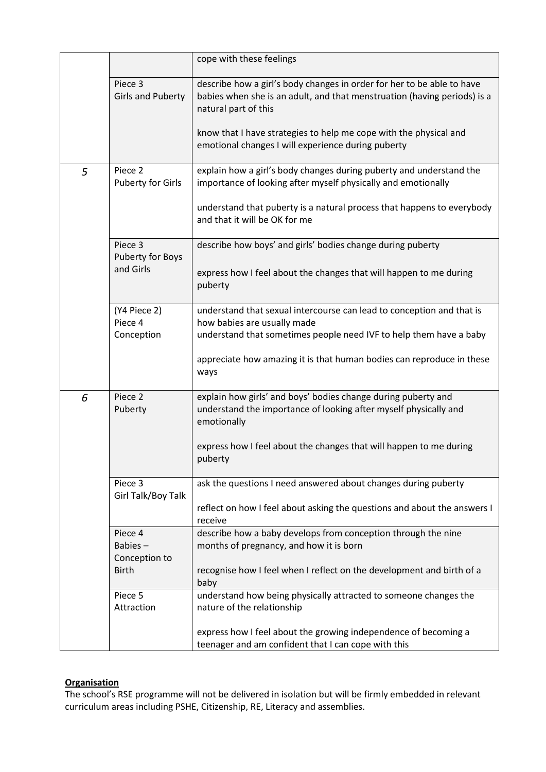| | | |
|---|---|---|
| | | cope with these feelings |
| | Piece 3<br>Girls and Puberty | describe how a girl's body changes in order for her to be able to have babies when she is an adult, and that menstruation (having periods) is a natural part of this<br><br>know that I have strategies to help me cope with the physical and emotional changes I will experience during puberty |
| *5* | Piece 2<br>Puberty for Girls | explain how a girl's body changes during puberty and understand the importance of looking after myself physically and emotionally<br><br>understand that puberty is a natural process that happens to everybody and that it will be OK for me |
| | Piece 3<br>Puberty for Boys and Girls | describe how boys' and girls' bodies change during puberty<br><br>express how I feel about the changes that will happen to me during puberty |
| | (Y4 Piece 2)<br>Piece 4<br>Conception | understand that sexual intercourse can lead to conception and that is how babies are usually made<br>understand that sometimes people need IVF to help them have a baby<br><br>appreciate how amazing it is that human bodies can reproduce in these ways |
| *6* | Piece 2<br>Puberty | explain how girls' and boys' bodies change during puberty and understand the importance of looking after myself physically and emotionally<br><br>express how I feel about the changes that will happen to me during puberty |
| | Piece 3<br>Girl Talk/Boy Talk | ask the questions I need answered about changes during puberty<br><br>reflect on how I feel about asking the questions and about the answers I receive |
| | Piece 4<br>Babies –<br>Conception to Birth | describe how a baby develops from conception through the nine months of pregnancy, and how it is born<br><br>recognise how I feel when I reflect on the development and birth of a baby |
| | Piece 5<br>Attraction | understand how being physically attracted to someone changes the nature of the relationship<br><br>express how I feel about the growing independence of becoming a teenager and am confident that I can cope with this |

**Organisation**

The school's RSE programme will not be delivered in isolation but will be firmly embedded in relevant curriculum areas including PSHE, Citizenship, RE, Literacy and assemblies.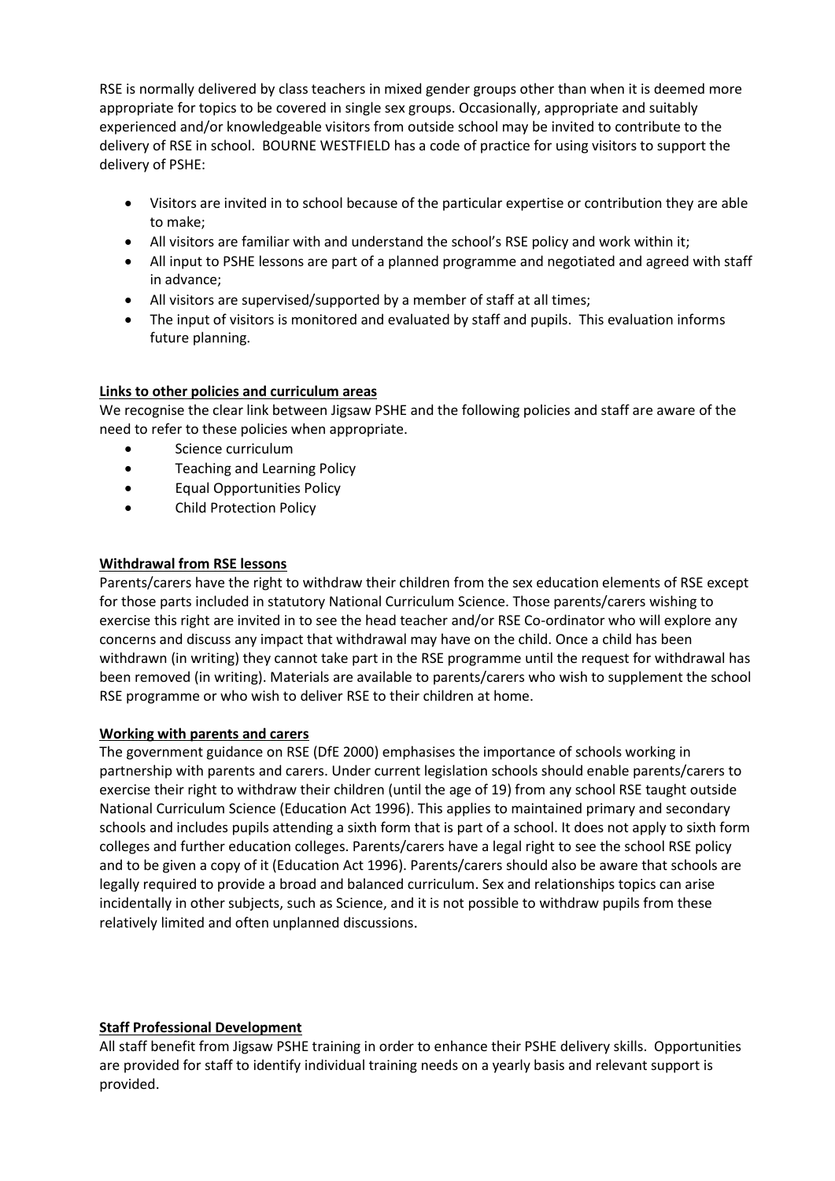RSE is normally delivered by class teachers in mixed gender groups other than when it is deemed more appropriate for topics to be covered in single sex groups. Occasionally, appropriate and suitably experienced and/or knowledgeable visitors from outside school may be invited to contribute to the delivery of RSE in school. BOURNE WESTFIELD has a code of practice for using visitors to support the delivery of PSHE:

- Visitors are invited in to school because of the particular expertise or contribution they are able to make;
- All visitors are familiar with and understand the school's RSE policy and work within it;
- All input to PSHE lessons are part of a planned programme and negotiated and agreed with staff in advance;
- All visitors are supervised/supported by a member of staff at all times;
- The input of visitors is monitored and evaluated by staff and pupils. This evaluation informs future planning.

**Links to other policies and curriculum areas**

We recognise the clear link between Jigsaw PSHE and the following policies and staff are aware of the need to refer to these policies when appropriate.

- Science curriculum
- Teaching and Learning Policy
- Equal Opportunities Policy
- Child Protection Policy

**Withdrawal from RSE lessons**

Parents/carers have the right to withdraw their children from the sex education elements of RSE except for those parts included in statutory National Curriculum Science. Those parents/carers wishing to exercise this right are invited in to see the head teacher and/or RSE Co-ordinator who will explore any concerns and discuss any impact that withdrawal may have on the child. Once a child has been withdrawn (in writing) they cannot take part in the RSE programme until the request for withdrawal has been removed (in writing). Materials are available to parents/carers who wish to supplement the school RSE programme or who wish to deliver RSE to their children at home.

**Working with parents and carers**

The government guidance on RSE (DfE 2000) emphasises the importance of schools working in partnership with parents and carers. Under current legislation schools should enable parents/carers to exercise their right to withdraw their children (until the age of 19) from any school RSE taught outside National Curriculum Science (Education Act 1996). This applies to maintained primary and secondary schools and includes pupils attending a sixth form that is part of a school. It does not apply to sixth form colleges and further education colleges. Parents/carers have a legal right to see the school RSE policy and to be given a copy of it (Education Act 1996). Parents/carers should also be aware that schools are legally required to provide a broad and balanced curriculum. Sex and relationships topics can arise incidentally in other subjects, such as Science, and it is not possible to withdraw pupils from these relatively limited and often unplanned discussions.

**Staff Professional Development**

All staff benefit from Jigsaw PSHE training in order to enhance their PSHE delivery skills. Opportunities are provided for staff to identify individual training needs on a yearly basis and relevant support is provided.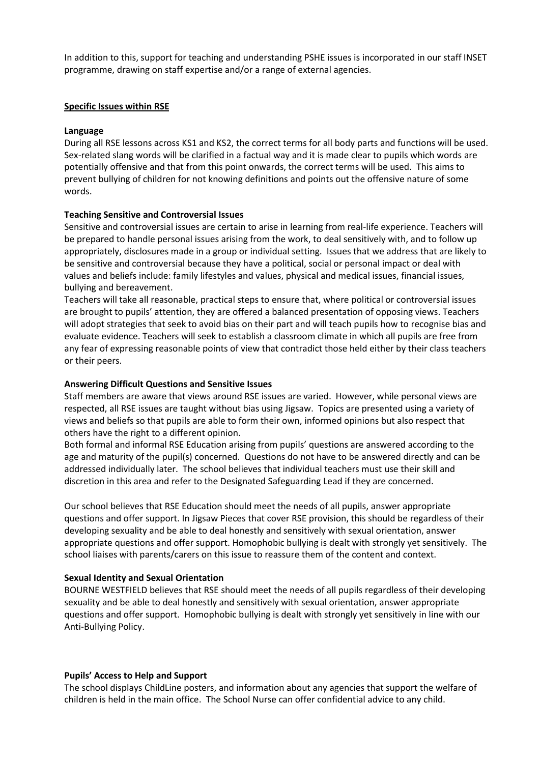In addition to this, support for teaching and understanding PSHE issues is incorporated in our staff INSET programme, drawing on staff expertise and/or a range of external agencies.

## Specific Issues within RSE

**Language**

During all RSE lessons across KS1 and KS2, the correct terms for all body parts and functions will be used. Sex-related slang words will be clarified in a factual way and it is made clear to pupils which words are potentially offensive and that from this point onwards, the correct terms will be used. This aims to prevent bullying of children for not knowing definitions and points out the offensive nature of some words.

**Teaching Sensitive and Controversial Issues**

Sensitive and controversial issues are certain to arise in learning from real-life experience. Teachers will be prepared to handle personal issues arising from the work, to deal sensitively with, and to follow up appropriately, disclosures made in a group or individual setting. Issues that we address that are likely to be sensitive and controversial because they have a political, social or personal impact or deal with values and beliefs include: family lifestyles and values, physical and medical issues, financial issues, bullying and bereavement.

Teachers will take all reasonable, practical steps to ensure that, where political or controversial issues are brought to pupils' attention, they are offered a balanced presentation of opposing views. Teachers will adopt strategies that seek to avoid bias on their part and will teach pupils how to recognise bias and evaluate evidence. Teachers will seek to establish a classroom climate in which all pupils are free from any fear of expressing reasonable points of view that contradict those held either by their class teachers or their peers.

**Answering Difficult Questions and Sensitive Issues**

Staff members are aware that views around RSE issues are varied. However, while personal views are respected, all RSE issues are taught without bias using Jigsaw. Topics are presented using a variety of views and beliefs so that pupils are able to form their own, informed opinions but also respect that others have the right to a different opinion.

Both formal and informal RSE Education arising from pupils' questions are answered according to the age and maturity of the pupil(s) concerned. Questions do not have to be answered directly and can be addressed individually later. The school believes that individual teachers must use their skill and discretion in this area and refer to the Designated Safeguarding Lead if they are concerned.

Our school believes that RSE Education should meet the needs of all pupils, answer appropriate questions and offer support. In Jigsaw Pieces that cover RSE provision, this should be regardless of their developing sexuality and be able to deal honestly and sensitively with sexual orientation, answer appropriate questions and offer support. Homophobic bullying is dealt with strongly yet sensitively. The school liaises with parents/carers on this issue to reassure them of the content and context.

**Sexual Identity and Sexual Orientation**

BOURNE WESTFIELD believes that RSE should meet the needs of all pupils regardless of their developing sexuality and be able to deal honestly and sensitively with sexual orientation, answer appropriate questions and offer support. Homophobic bullying is dealt with strongly yet sensitively in line with our Anti-Bullying Policy.

**Pupils' Access to Help and Support**

The school displays ChildLine posters, and information about any agencies that support the welfare of children is held in the main office. The School Nurse can offer confidential advice to any child.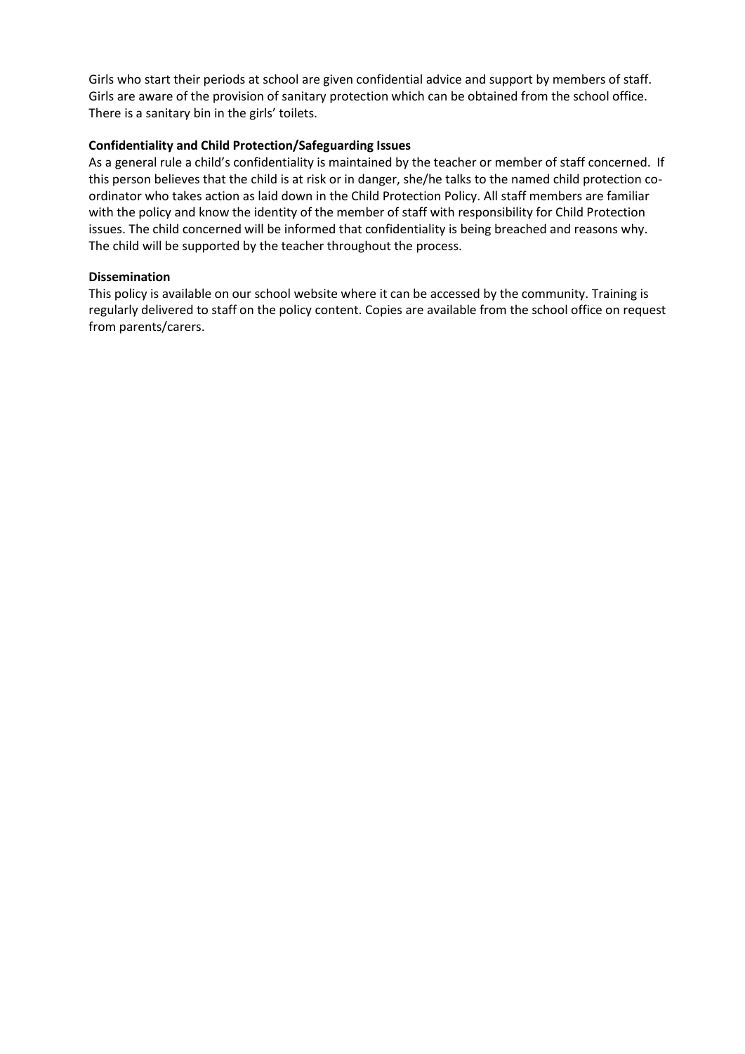Girls who start their periods at school are given confidential advice and support by members of staff. Girls are aware of the provision of sanitary protection which can be obtained from the school office. There is a sanitary bin in the girls' toilets.

**Confidentiality and Child Protection/Safeguarding Issues**

As a general rule a child's confidentiality is maintained by the teacher or member of staff concerned. If this person believes that the child is at risk or in danger, she/he talks to the named child protection co-ordinator who takes action as laid down in the Child Protection Policy. All staff members are familiar with the policy and know the identity of the member of staff with responsibility for Child Protection issues. The child concerned will be informed that confidentiality is being breached and reasons why. The child will be supported by the teacher throughout the process.

**Dissemination**

This policy is available on our school website where it can be accessed by the community. Training is regularly delivered to staff on the policy content. Copies are available from the school office on request from parents/carers.